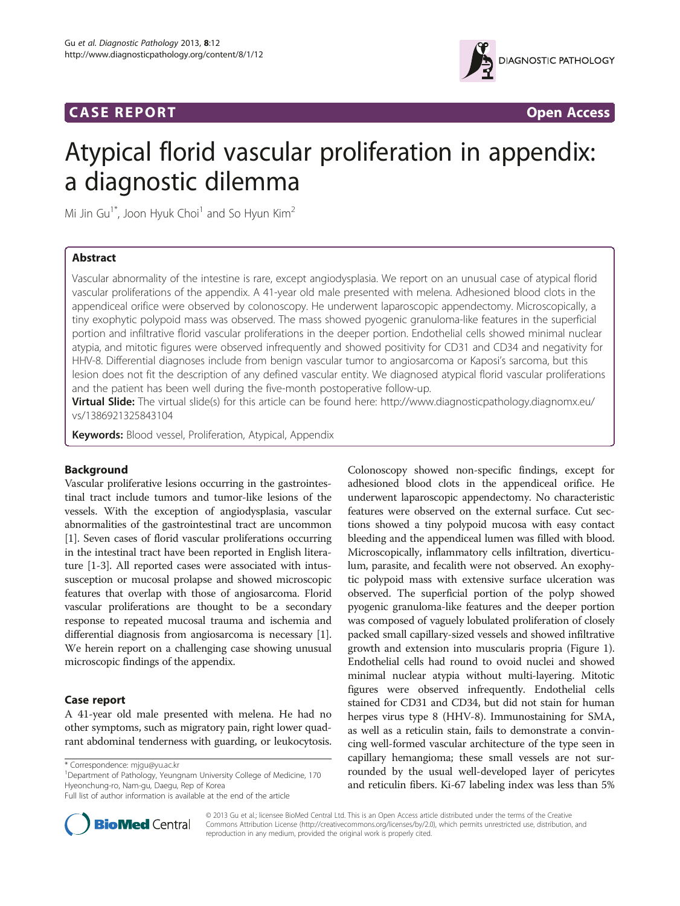CASE REPORT | Open Access

# Atypical florid vascular proliferation in appendix: a diagnostic dilemma

Mi Jin Gu[1*], Joon Hyuk Choi[1] and So Hyun Kim[2]

## Abstract

Vascular abnormality of the intestine is rare, except angiodysplasia. We report on an unusual case of atypical florid vascular proliferations of the appendix. A 41-year old male presented with melena. Adhesioned blood clots in the appendiceal orifice were observed by colonoscopy. He underwent laparoscopic appendectomy. Microscopically, a tiny exophytic polypoid mass was observed. The mass showed pyogenic granuloma-like features in the superficial portion and infiltrative florid vascular proliferations in the deeper portion. Endothelial cells showed minimal nuclear atypia, and mitotic figures were observed infrequently and showed positivity for CD31 and CD34 and negativity for HHV-8. Differential diagnoses include from benign vascular tumor to angiosarcoma or Kaposi's sarcoma, but this lesion does not fit the description of any defined vascular entity. We diagnosed atypical florid vascular proliferations and the patient has been well during the five-month postoperative follow-up.

**Virtual Slide:** The virtual slide(s) for this article can be found here: http://www.diagnosticpathology.diagnomx.eu/vs/1386921325843104

**Keywords:** Blood vessel, Proliferation, Atypical, Appendix

## Background

Vascular proliferative lesions occurring in the gastrointestinal tract include tumors and tumor-like lesions of the vessels. With the exception of angiodysplasia, vascular abnormalities of the gastrointestinal tract are uncommon [1]. Seven cases of florid vascular proliferations occurring in the intestinal tract have been reported in English literature [1-3]. All reported cases were associated with intussusception or mucosal prolapse and showed microscopic features that overlap with those of angiosarcoma. Florid vascular proliferations are thought to be a secondary response to repeated mucosal trauma and ischemia and differential diagnosis from angiosarcoma is necessary [1]. We herein report on a challenging case showing unusual microscopic findings of the appendix.

## Case report

A 41-year old male presented with melena. He had no other symptoms, such as migratory pain, right lower quadrant abdominal tenderness with guarding, or leukocytosis. Colonoscopy showed non-specific findings, except for adhesioned blood clots in the appendiceal orifice. He underwent laparoscopic appendectomy. No characteristic features were observed on the external surface. Cut sections showed a tiny polypoid mucosa with easy contact bleeding and the appendiceal lumen was filled with blood. Microscopically, inflammatory cells infiltration, diverticulum, parasite, and fecalith were not observed. An exophytic polypoid mass with extensive surface ulceration was observed. The superficial portion of the polyp showed pyogenic granuloma-like features and the deeper portion was composed of vaguely lobulated proliferation of closely packed small capillary-sized vessels and showed infiltrative growth and extension into muscularis propria (Figure 1). Endothelial cells had round to ovoid nuclei and showed minimal nuclear atypia without multi-layering. Mitotic figures were observed infrequently. Endothelial cells stained for CD31 and CD34, but did not stain for human herpes virus type 8 (HHV-8). Immunostaining for SMA, as well as a reticulin stain, fails to demonstrate a convincing well-formed vascular architecture of the type seen in capillary hemangioma; these small vessels are not surrounded by the usual well-developed layer of pericytes and reticulin fibers. Ki-67 labeling index was less than 5%

\* Correspondence: mjgu@yu.ac.kr
[1]Department of Pathology, Yeungnam University College of Medicine, 170 Hyeonchung-ro, Nam-gu, Daegu, Rep of Korea
Full list of author information is available at the end of the article

© 2013 Gu et al.; licensee BioMed Central Ltd. This is an Open Access article distributed under the terms of the Creative Commons Attribution License (http://creativecommons.org/licenses/by/2.0), which permits unrestricted use, distribution, and reproduction in any medium, provided the original work is properly cited.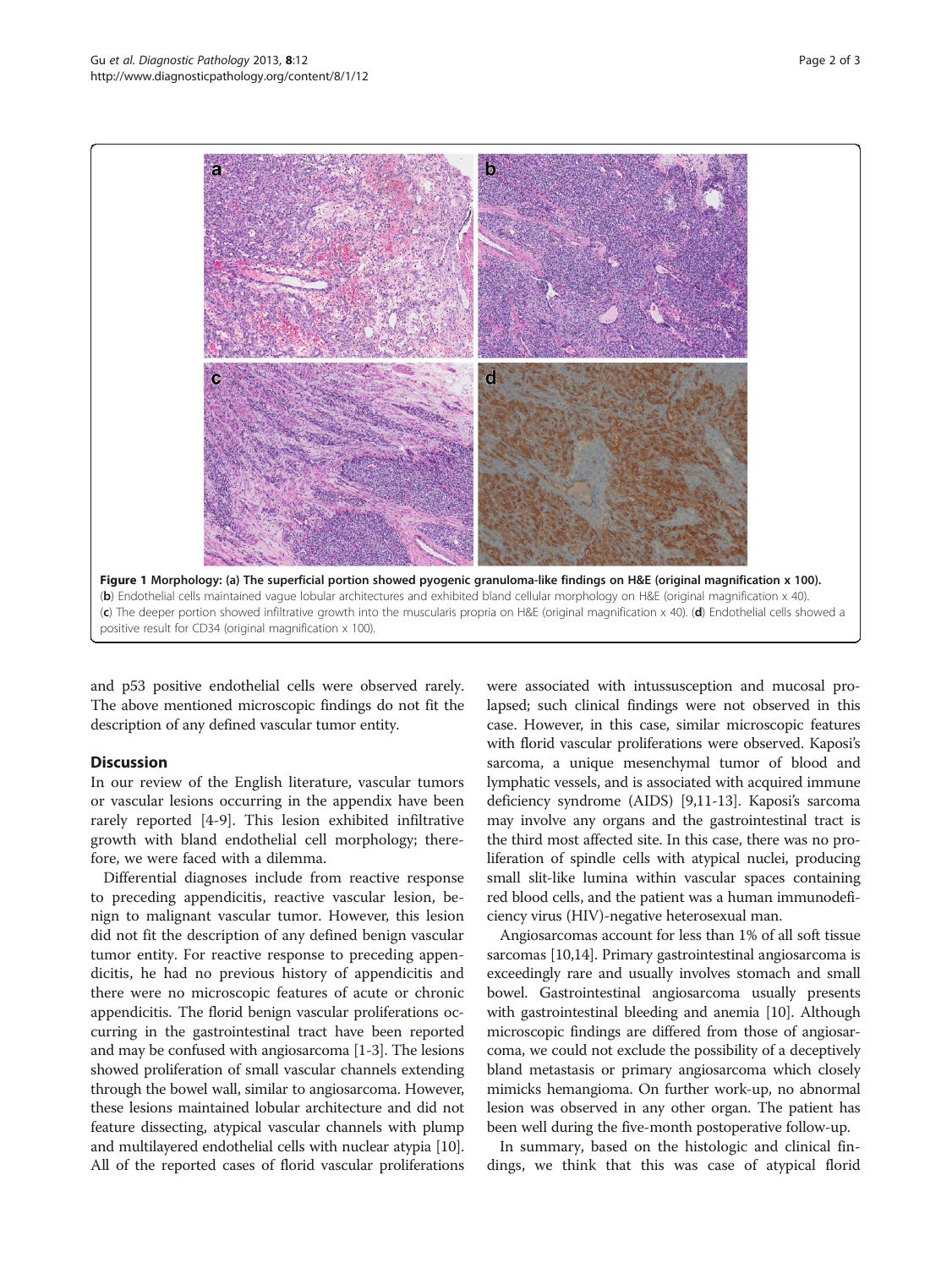**Figure 1 Morphology: (a) The superficial portion showed pyogenic granuloma-like findings on H&E (original magnification x 100).** (**b**) Endothelial cells maintained vague lobular architectures and exhibited bland cellular morphology on H&E (original magnification x 40). (**c**) The deeper portion showed infiltrative growth into the muscularis propria on H&E (original magnification x 40). (**d**) Endothelial cells showed a positive result for CD34 (original magnification x 100).

and p53 positive endothelial cells were observed rarely. The above mentioned microscopic findings do not fit the description of any defined vascular tumor entity.

## Discussion

In our review of the English literature, vascular tumors or vascular lesions occurring in the appendix have been rarely reported [4-9]. This lesion exhibited infiltrative growth with bland endothelial cell morphology; therefore, we were faced with a dilemma.

Differential diagnoses include from reactive response to preceding appendicitis, reactive vascular lesion, benign to malignant vascular tumor. However, this lesion did not fit the description of any defined benign vascular tumor entity. For reactive response to preceding appendicitis, he had no previous history of appendicitis and there were no microscopic features of acute or chronic appendicitis. The florid benign vascular proliferations occurring in the gastrointestinal tract have been reported and may be confused with angiosarcoma [1-3]. The lesions showed proliferation of small vascular channels extending through the bowel wall, similar to angiosarcoma. However, these lesions maintained lobular architecture and did not feature dissecting, atypical vascular channels with plump and multilayered endothelial cells with nuclear atypia [10]. All of the reported cases of florid vascular proliferations were associated with intussusception and mucosal prolapsed; such clinical findings were not observed in this case. However, in this case, similar microscopic features with florid vascular proliferations were observed. Kaposi's sarcoma, a unique mesenchymal tumor of blood and lymphatic vessels, and is associated with acquired immune deficiency syndrome (AIDS) [9,11-13]. Kaposi's sarcoma may involve any organs and the gastrointestinal tract is the third most affected site. In this case, there was no proliferation of spindle cells with atypical nuclei, producing small slit-like lumina within vascular spaces containing red blood cells, and the patient was a human immunodeficiency virus (HIV)-negative heterosexual man.

Angiosarcomas account for less than 1% of all soft tissue sarcomas [10,14]. Primary gastrointestinal angiosarcoma is exceedingly rare and usually involves stomach and small bowel. Gastrointestinal angiosarcoma usually presents with gastrointestinal bleeding and anemia [10]. Although microscopic findings are differed from those of angiosarcoma, we could not exclude the possibility of a deceptively bland metastasis or primary angiosarcoma which closely mimicks hemangioma. On further work-up, no abnormal lesion was observed in any other organ. The patient has been well during the five-month postoperative follow-up.

In summary, based on the histologic and clinical findings, we think that this was case of atypical florid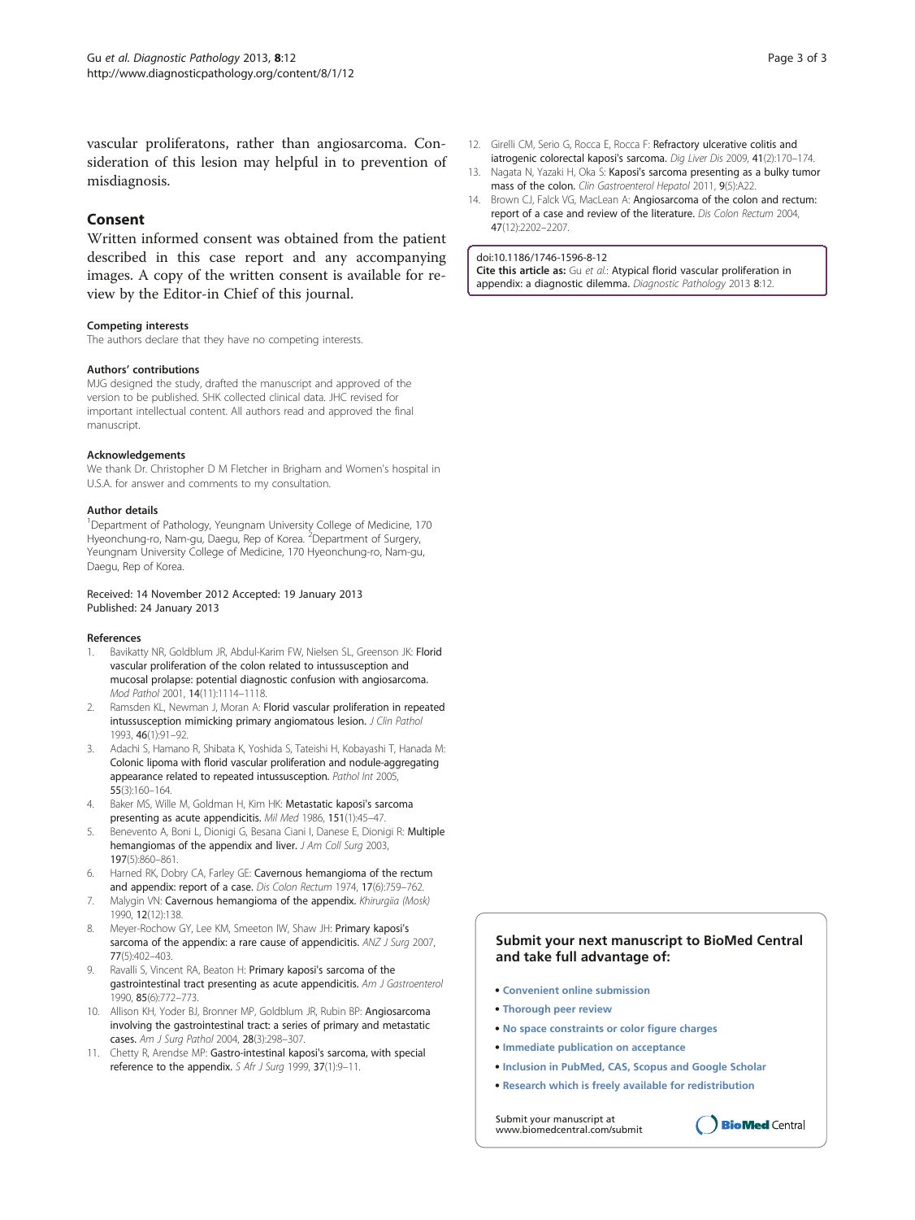vascular proliferatons, rather than angiosarcoma. Consideration of this lesion may helpful in to prevention of misdiagnosis.

## Consent

Written informed consent was obtained from the patient described in this case report and any accompanying images. A copy of the written consent is available for review by the Editor-in Chief of this journal.

#### Competing interests

The authors declare that they have no competing interests.

#### Authors' contributions

MJG designed the study, drafted the manuscript and approved of the version to be published. SHK collected clinical data. JHC revised for important intellectual content. All authors read and approved the final manuscript.

#### Acknowledgements

We thank Dr. Christopher D M Fletcher in Brigham and Women's hospital in U.S.A. for answer and comments to my consultation.

#### Author details

[1]Department of Pathology, Yeungnam University College of Medicine, 170 Hyeonchung-ro, Nam-gu, Daegu, Rep of Korea. [2]Department of Surgery, Yeungnam University College of Medicine, 170 Hyeonchung-ro, Nam-gu, Daegu, Rep of Korea.

Received: 14 November 2012 Accepted: 19 January 2013
Published: 24 January 2013

#### References

1. Bavikatty NR, Goldblum JR, Abdul-Karim FW, Nielsen SL, Greenson JK: **Florid vascular proliferation of the colon related to intussusception and mucosal prolapse: potential diagnostic confusion with angiosarcoma.** *Mod Pathol* 2001, **14**(11):1114–1118.
2. Ramsden KL, Newman J, Moran A: **Florid vascular proliferation in repeated intussusception mimicking primary angiomatous lesion.** *J Clin Pathol* 1993, **46**(1):91–92.
3. Adachi S, Hamano R, Shibata K, Yoshida S, Tateishi H, Kobayashi T, Hanada M: **Colonic lipoma with florid vascular proliferation and nodule-aggregating appearance related to repeated intussusception.** *Pathol Int* 2005, **55**(3):160–164.
4. Baker MS, Wille M, Goldman H, Kim HK: **Metastatic kaposi's sarcoma presenting as acute appendicitis.** *Mil Med* 1986, **151**(1):45–47.
5. Benevento A, Boni L, Dionigi G, Besana Ciani I, Danese E, Dionigi R: **Multiple hemangiomas of the appendix and liver.** *J Am Coll Surg* 2003, **197**(5):860–861.
6. Harned RK, Dobry CA, Farley GE: **Cavernous hemangioma of the rectum and appendix: report of a case.** *Dis Colon Rectum* 1974, **17**(6):759–762.
7. Malygin VN: **Cavernous hemangioma of the appendix.** *Khirurgiia (Mosk)* 1990, **12**(12):138.
8. Meyer-Rochow GY, Lee KM, Smeeton IW, Shaw JH: **Primary kaposi's sarcoma of the appendix: a rare cause of appendicitis.** *ANZ J Surg* 2007, **77**(5):402–403.
9. Ravalli S, Vincent RA, Beaton H: **Primary kaposi's sarcoma of the gastrointestinal tract presenting as acute appendicitis.** *Am J Gastroenterol* 1990, **85**(6):772–773.
10. Allison KH, Yoder BJ, Bronner MP, Goldblum JR, Rubin BP: **Angiosarcoma involving the gastrointestinal tract: a series of primary and metastatic cases.** *Am J Surg Pathol* 2004, **28**(3):298–307.
11. Chetty R, Arendse MP: **Gastro-intestinal kaposi's sarcoma, with special reference to the appendix.** *S Afr J Surg* 1999, **37**(1):9–11.
12. Girelli CM, Serio G, Rocca E, Rocca F: **Refractory ulcerative colitis and iatrogenic colorectal kaposi's sarcoma.** *Dig Liver Dis* 2009, **41**(2):170–174.
13. Nagata N, Yazaki H, Oka S: **Kaposi's sarcoma presenting as a bulky tumor mass of the colon.** *Clin Gastroenterol Hepatol* 2011, **9**(5):A22.
14. Brown CJ, Falck VG, MacLean A: **Angiosarcoma of the colon and rectum: report of a case and review of the literature.** *Dis Colon Rectum* 2004, **47**(12):2202–2207.

doi:10.1186/1746-1596-8-12
**Cite this article as:** Gu *et al.*: Atypical florid vascular proliferation in appendix: a diagnostic dilemma. *Diagnostic Pathology* 2013 **8**:12.

**Submit your next manuscript to BioMed Central and take full advantage of:**

- Convenient online submission
- Thorough peer review
- No space constraints or color figure charges
- Immediate publication on acceptance
- Inclusion in PubMed, CAS, Scopus and Google Scholar
- Research which is freely available for redistribution

Submit your manuscript at
www.biomedcentral.com/submit

BioMed Central